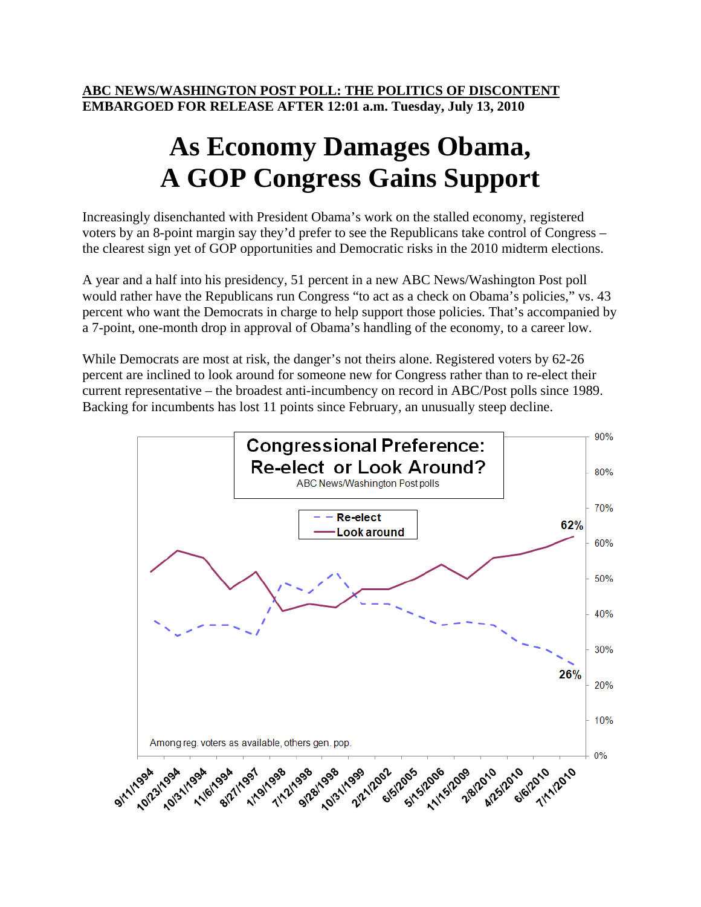**ABC NEWS/WASHINGTON POST POLL: THE POLITICS OF DISCONTENT**
**EMBARGOED FOR RELEASE AFTER 12:01 a.m. Tuesday, July 13, 2010**

# As Economy Damages Obama, A GOP Congress Gains Support

Increasingly disenchanted with President Obama's work on the stalled economy, registered voters by an 8-point margin say they'd prefer to see the Republicans take control of Congress – the clearest sign yet of GOP opportunities and Democratic risks in the 2010 midterm elections.

A year and a half into his presidency, 51 percent in a new ABC News/Washington Post poll would rather have the Republicans run Congress "to act as a check on Obama's policies," vs. 43 percent who want the Democrats in charge to help support those policies. That's accompanied by a 7-point, one-month drop in approval of Obama's handling of the economy, to a career low.

While Democrats are most at risk, the danger's not theirs alone. Registered voters by 62-26 percent are inclined to look around for someone new for Congress rather than to re-elect their current representative – the broadest anti-incumbency on record in ABC/Post polls since 1989. Backing for incumbents has lost 11 points since February, an unusually steep decline.

**Congressional Preference: Re-elect or Look Around?**
ABC News/Washington Post polls

Legend: Re-elect (dashed); Look around (solid)

Among reg. voters as available, others gen. pop.

Latest values (7/11/2010): Look around 62%; Re-elect 26%

Poll dates: 9/11/1994, 10/23/1994, 10/31/1994, 11/6/1994, 8/27/1997, 1/19/1998, 7/12/1998, 9/28/1998, 10/31/1999, 2/21/2002, 6/5/2005, 5/15/2006, 11/15/2009, 2/8/2010, 4/25/2010, 6/6/2010, 7/11/2010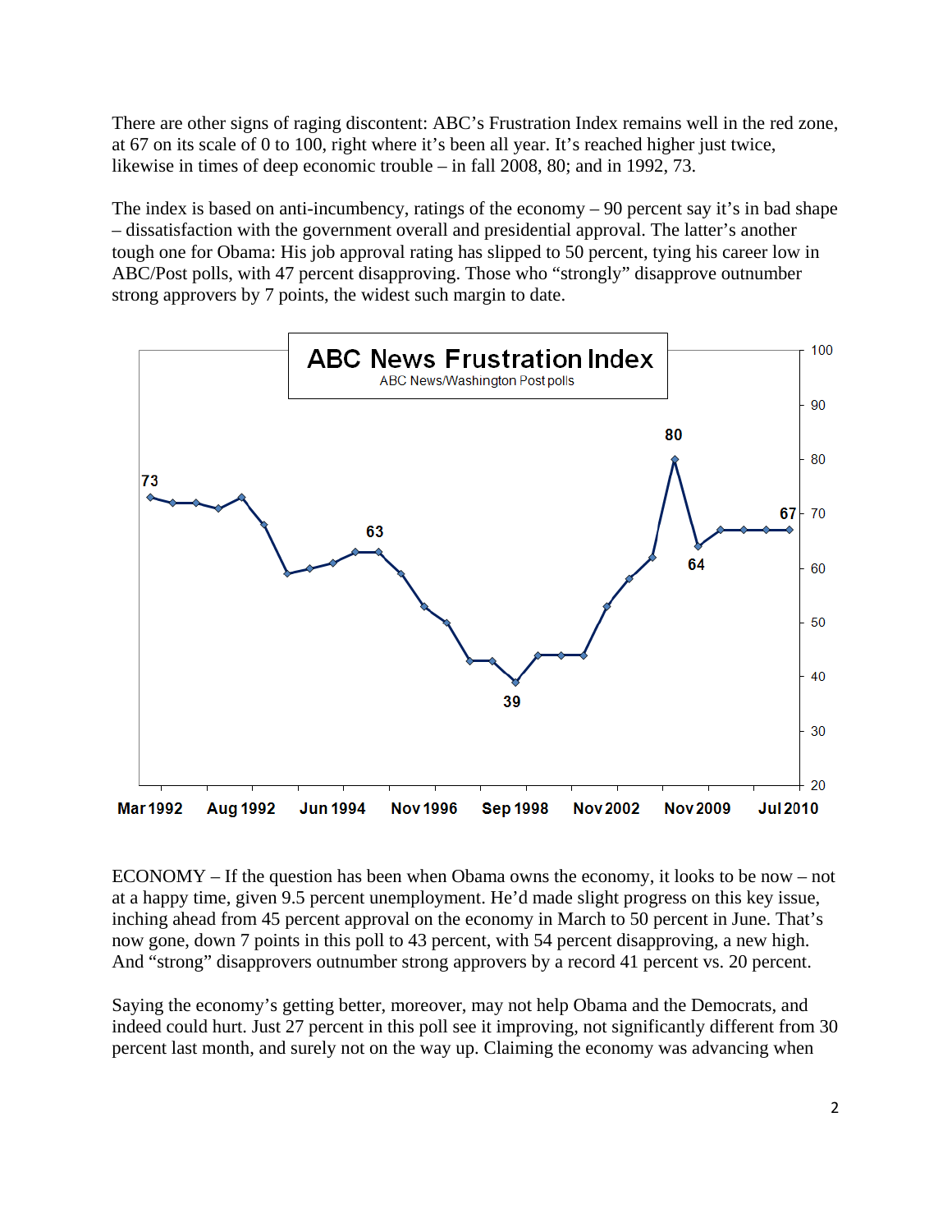There are other signs of raging discontent: ABC's Frustration Index remains well in the red zone, at 67 on its scale of 0 to 100, right where it's been all year. It's reached higher just twice, likewise in times of deep economic trouble – in fall 2008, 80; and in 1992, 73.

The index is based on anti-incumbency, ratings of the economy – 90 percent say it's in bad shape – dissatisfaction with the government overall and presidential approval. The latter's another tough one for Obama: His job approval rating has slipped to 50 percent, tying his career low in ABC/Post polls, with 47 percent disapproving. Those who "strongly" disapprove outnumber strong approvers by 7 points, the widest such margin to date.

**ABC News Frustration Index**
ABC News/Washington Post polls

ECONOMY – If the question has been when Obama owns the economy, it looks to be now – not at a happy time, given 9.5 percent unemployment. He'd made slight progress on this key issue, inching ahead from 45 percent approval on the economy in March to 50 percent in June. That's now gone, down 7 points in this poll to 43 percent, with 54 percent disapproving, a new high. And "strong" disapprovers outnumber strong approvers by a record 41 percent vs. 20 percent.

Saying the economy's getting better, moreover, may not help Obama and the Democrats, and indeed could hurt. Just 27 percent in this poll see it improving, not significantly different from 30 percent last month, and surely not on the way up. Claiming the economy was advancing when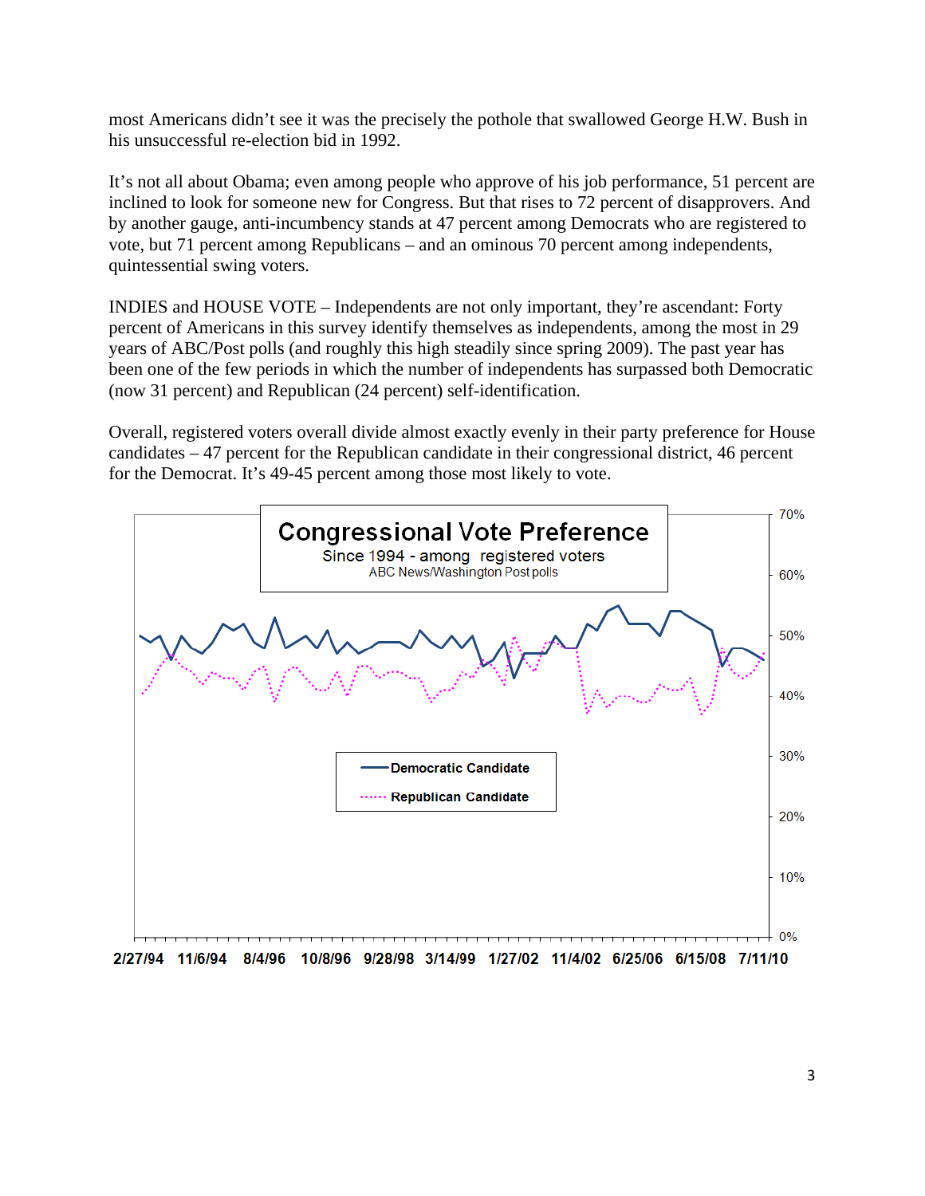most Americans didn't see it was the precisely the pothole that swallowed George H.W. Bush in his unsuccessful re-election bid in 1992.

It's not all about Obama; even among people who approve of his job performance, 51 percent are inclined to look for someone new for Congress. But that rises to 72 percent of disapprovers. And by another gauge, anti-incumbency stands at 47 percent among Democrats who are registered to vote, but 71 percent among Republicans – and an ominous 70 percent among independents, quintessential swing voters.

INDIES and HOUSE VOTE – Independents are not only important, they're ascendant: Forty percent of Americans in this survey identify themselves as independents, among the most in 29 years of ABC/Post polls (and roughly this high steadily since spring 2009). The past year has been one of the few periods in which the number of independents has surpassed both Democratic (now 31 percent) and Republican (24 percent) self-identification.

Overall, registered voters overall divide almost exactly evenly in their party preference for House candidates – 47 percent for the Republican candidate in their congressional district, 46 percent for the Democrat. It's 49-45 percent among those most likely to vote.

**Congressional Vote Preference**

Since 1994 - among registered voters

ABC News/Washington Post polls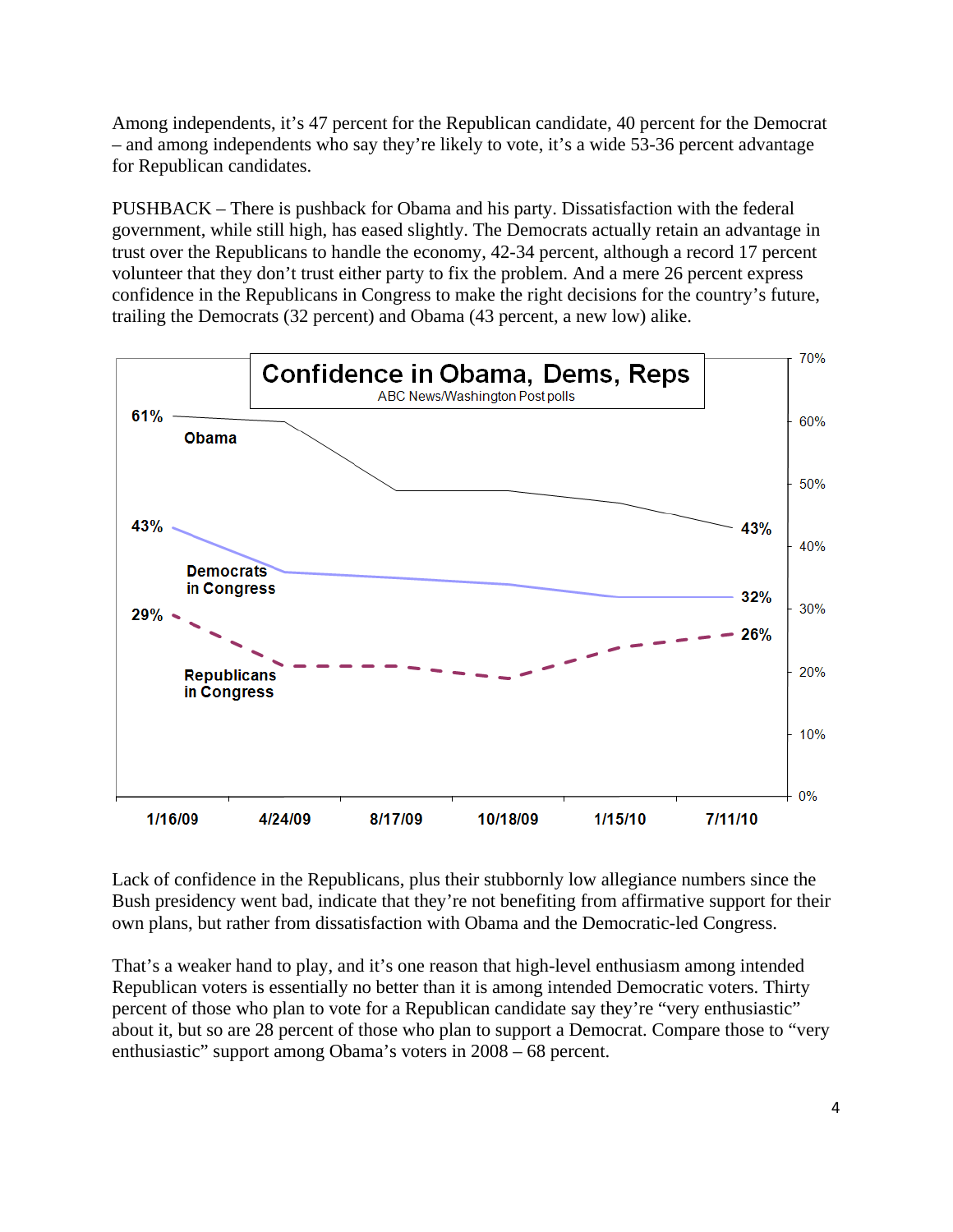Among independents, it's 47 percent for the Republican candidate, 40 percent for the Democrat – and among independents who say they're likely to vote, it's a wide 53-36 percent advantage for Republican candidates.

PUSHBACK – There is pushback for Obama and his party. Dissatisfaction with the federal government, while still high, has eased slightly. The Democrats actually retain an advantage in trust over the Republicans to handle the economy, 42-34 percent, although a record 17 percent volunteer that they don't trust either party to fix the problem. And a mere 26 percent express confidence in the Republicans in Congress to make the right decisions for the country's future, trailing the Democrats (32 percent) and Obama (43 percent, a new low) alike.

**Confidence in Obama, Dems, Reps**

ABC News/Washington Post polls

| | 1/16/09 | 7/11/10 |
|---|---|---|
| Obama | 61% | 43% |
| Democrats in Congress | 43% | 32% |
| Republicans in Congress | 29% | 26% |

Lack of confidence in the Republicans, plus their stubbornly low allegiance numbers since the Bush presidency went bad, indicate that they're not benefiting from affirmative support for their own plans, but rather from dissatisfaction with Obama and the Democratic-led Congress.

That's a weaker hand to play, and it's one reason that high-level enthusiasm among intended Republican voters is essentially no better than it is among intended Democratic voters. Thirty percent of those who plan to vote for a Republican candidate say they're "very enthusiastic" about it, but so are 28 percent of those who plan to support a Democrat. Compare those to "very enthusiastic" support among Obama's voters in 2008 – 68 percent.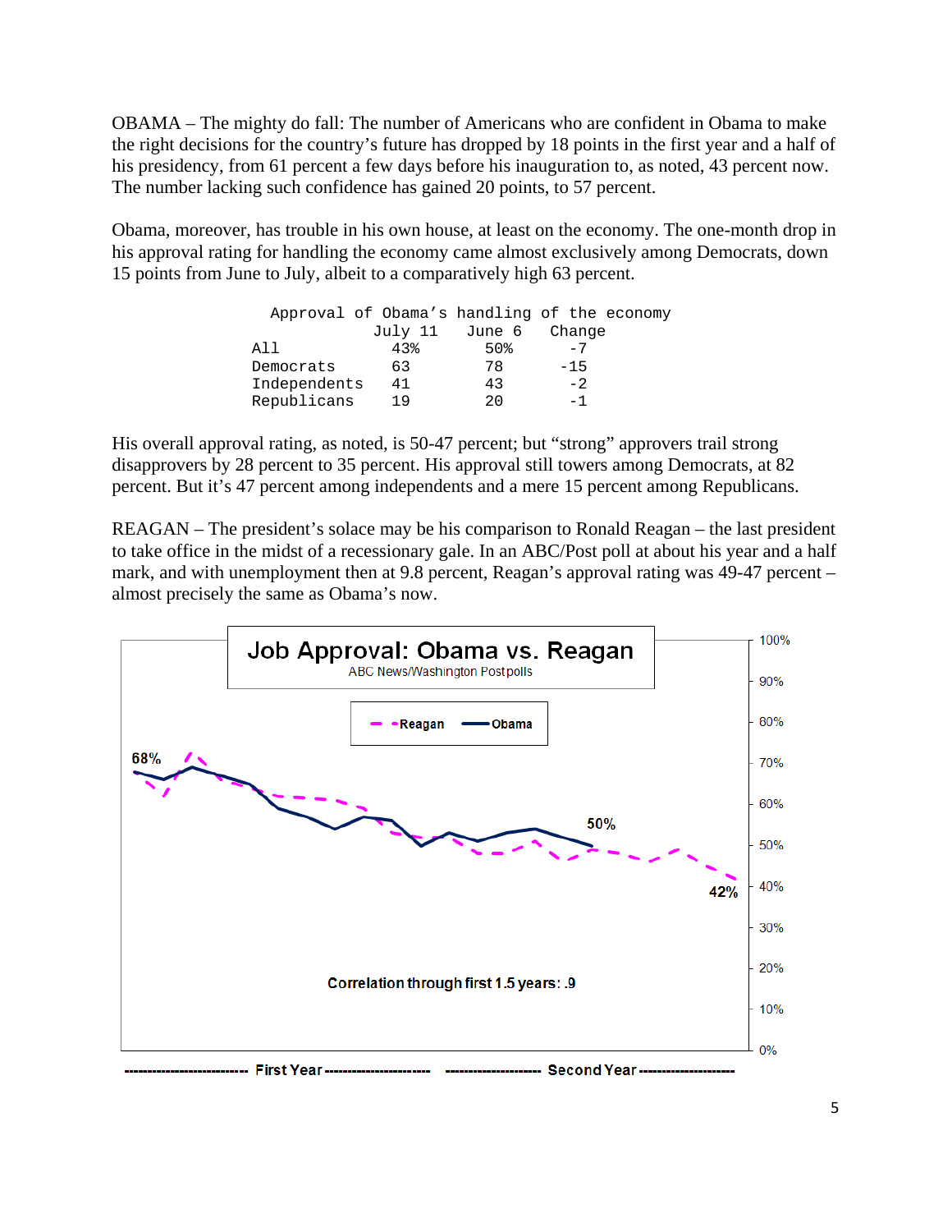OBAMA – The mighty do fall: The number of Americans who are confident in Obama to make the right decisions for the country's future has dropped by 18 points in the first year and a half of his presidency, from 61 percent a few days before his inauguration to, as noted, 43 percent now. The number lacking such confidence has gained 20 points, to 57 percent.

Obama, moreover, has trouble in his own house, at least on the economy. The one-month drop in his approval rating for handling the economy came almost exclusively among Democrats, down 15 points from June to July, albeit to a comparatively high 63 percent.

Approval of Obama's handling of the economy

| | July 11 | June 6 | Change |
|---|---|---|---|
| All | 43% | 50% | -7 |
| Democrats | 63 | 78 | -15 |
| Independents | 41 | 43 | -2 |
| Republicans | 19 | 20 | -1 |

His overall approval rating, as noted, is 50-47 percent; but "strong" approvers trail strong disapprovers by 28 percent to 35 percent. His approval still towers among Democrats, at 82 percent. But it's 47 percent among independents and a mere 15 percent among Republicans.

REAGAN – The president's solace may be his comparison to Ronald Reagan – the last president to take office in the midst of a recessionary gale. In an ABC/Post poll at about his year and a half mark, and with unemployment then at 9.8 percent, Reagan's approval rating was 49-47 percent – almost precisely the same as Obama's now.

Job Approval: Obama vs. Reagan

ABC News/Washington Post polls

Correlation through first 1.5 years: .9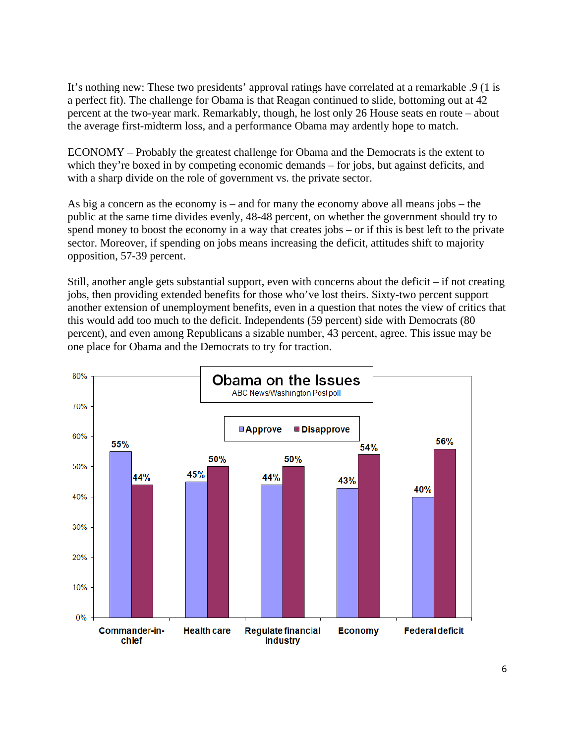It's nothing new: These two presidents' approval ratings have correlated at a remarkable .9 (1 is a perfect fit). The challenge for Obama is that Reagan continued to slide, bottoming out at 42 percent at the two-year mark. Remarkably, though, he lost only 26 House seats en route – about the average first-midterm loss, and a performance Obama may ardently hope to match.

ECONOMY – Probably the greatest challenge for Obama and the Democrats is the extent to which they're boxed in by competing economic demands – for jobs, but against deficits, and with a sharp divide on the role of government vs. the private sector.

As big a concern as the economy is – and for many the economy above all means jobs – the public at the same time divides evenly, 48-48 percent, on whether the government should try to spend money to boost the economy in a way that creates jobs – or if this is best left to the private sector. Moreover, if spending on jobs means increasing the deficit, attitudes shift to majority opposition, 57-39 percent.

Still, another angle gets substantial support, even with concerns about the deficit – if not creating jobs, then providing extended benefits for those who've lost theirs. Sixty-two percent support another extension of unemployment benefits, even in a question that notes the view of critics that this would add too much to the deficit. Independents (59 percent) side with Democrats (80 percent), and even among Republicans a sizable number, 43 percent, agree. This issue may be one place for Obama and the Democrats to try for traction.

**Obama on the Issues**
ABC News/Washington Post poll

| | Approve | Disapprove |
|---|---|---|
| Commander-in-chief | 55% | 44% |
| Health care | 45% | 50% |
| Regulate financial industry | 44% | 50% |
| Economy | 43% | 54% |
| Federal deficit | 40% | 56% |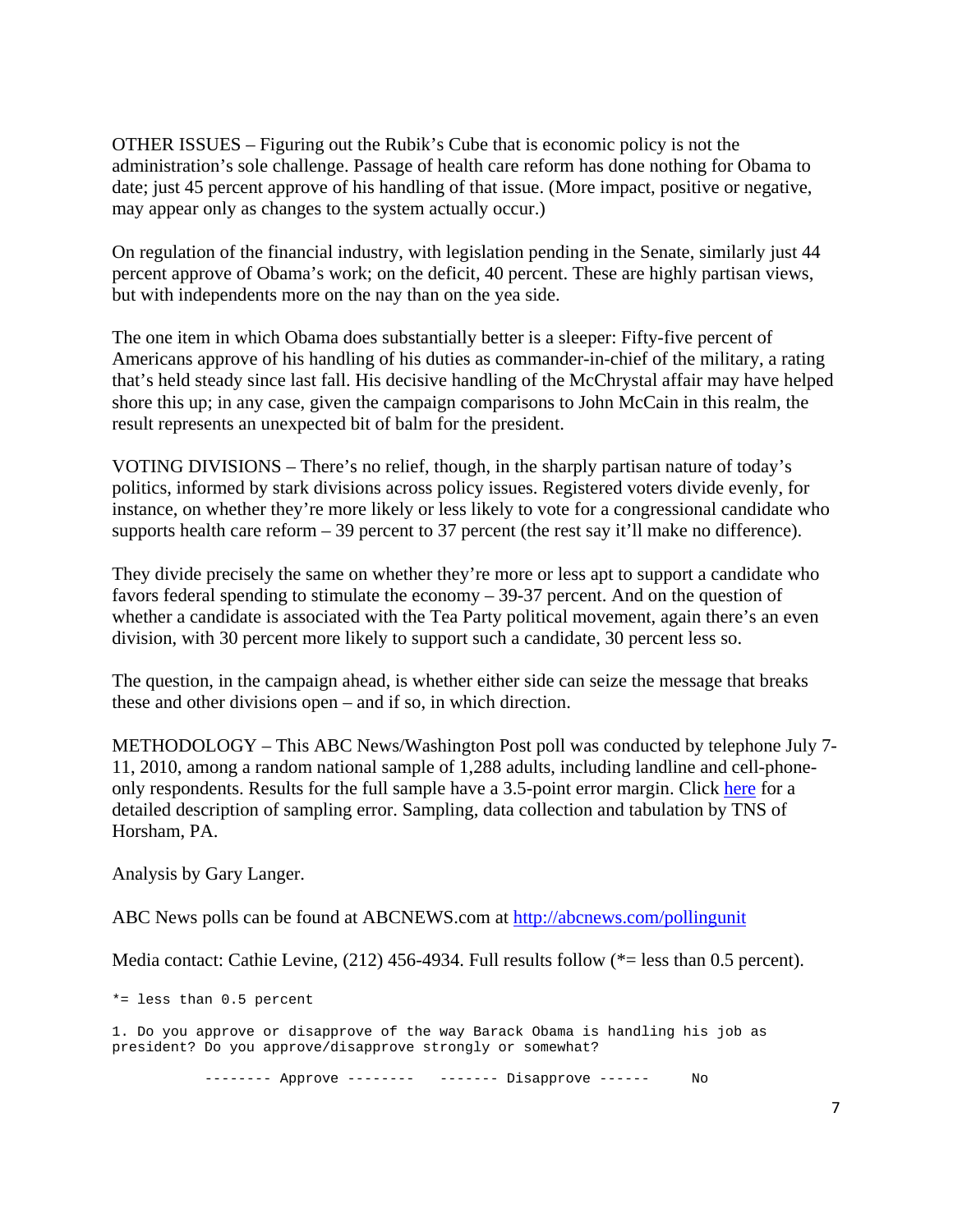OTHER ISSUES – Figuring out the Rubik's Cube that is economic policy is not the administration's sole challenge. Passage of health care reform has done nothing for Obama to date; just 45 percent approve of his handling of that issue. (More impact, positive or negative, may appear only as changes to the system actually occur.)

On regulation of the financial industry, with legislation pending in the Senate, similarly just 44 percent approve of Obama's work; on the deficit, 40 percent. These are highly partisan views, but with independents more on the nay than on the yea side.

The one item in which Obama does substantially better is a sleeper: Fifty-five percent of Americans approve of his handling of his duties as commander-in-chief of the military, a rating that's held steady since last fall. His decisive handling of the McChrystal affair may have helped shore this up; in any case, given the campaign comparisons to John McCain in this realm, the result represents an unexpected bit of balm for the president.

VOTING DIVISIONS – There's no relief, though, in the sharply partisan nature of today's politics, informed by stark divisions across policy issues. Registered voters divide evenly, for instance, on whether they're more likely or less likely to vote for a congressional candidate who supports health care reform – 39 percent to 37 percent (the rest say it'll make no difference).

They divide precisely the same on whether they're more or less apt to support a candidate who favors federal spending to stimulate the economy – 39-37 percent. And on the question of whether a candidate is associated with the Tea Party political movement, again there's an even division, with 30 percent more likely to support such a candidate, 30 percent less so.

The question, in the campaign ahead, is whether either side can seize the message that breaks these and other divisions open – and if so, in which direction.

METHODOLOGY – This ABC News/Washington Post poll was conducted by telephone July 7-11, 2010, among a random national sample of 1,288 adults, including landline and cell-phone-only respondents. Results for the full sample have a 3.5-point error margin. Click here for a detailed description of sampling error. Sampling, data collection and tabulation by TNS of Horsham, PA.

Analysis by Gary Langer.

ABC News polls can be found at ABCNEWS.com at http://abcnews.com/pollingunit

Media contact: Cathie Levine, (212) 456-4934. Full results follow (*= less than 0.5 percent).

```
*= less than 0.5 percent

1. Do you approve or disapprove of the way Barack Obama is handling his job as
president? Do you approve/disapprove strongly or somewhat?

            -------- Approve --------   ------- Disapprove ------     No
```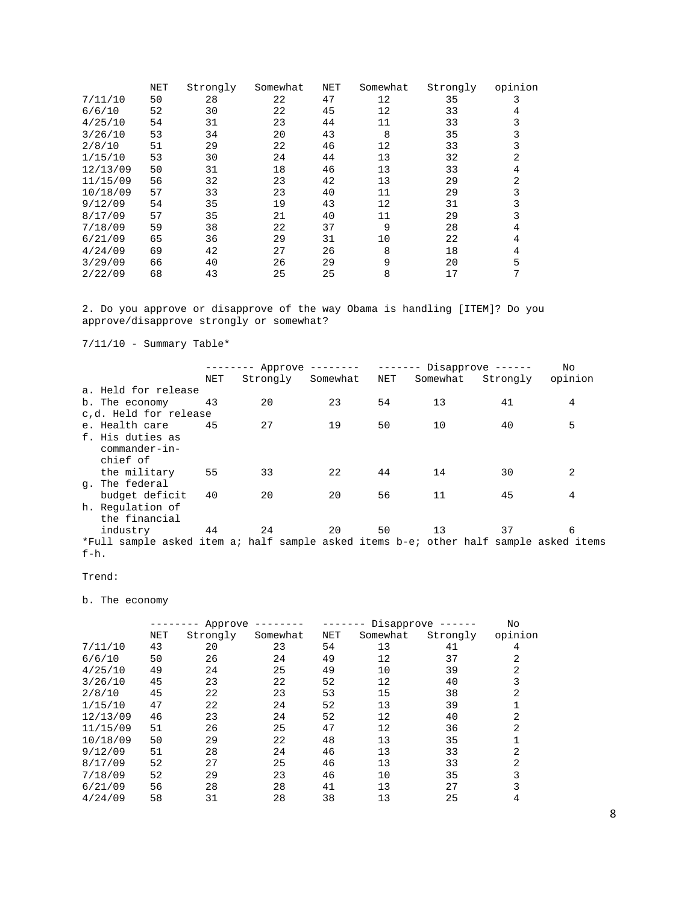| | NET | Strongly | Somewhat | NET | Somewhat | Strongly | opinion |
|---|---|---|---|---|---|---|---|
| 7/11/10 | 50 | 28 | 22 | 47 | 12 | 35 | 3 |
| 6/6/10 | 52 | 30 | 22 | 45 | 12 | 33 | 4 |
| 4/25/10 | 54 | 31 | 23 | 44 | 11 | 33 | 3 |
| 3/26/10 | 53 | 34 | 20 | 43 | 8 | 35 | 3 |
| 2/8/10 | 51 | 29 | 22 | 46 | 12 | 33 | 3 |
| 1/15/10 | 53 | 30 | 24 | 44 | 13 | 32 | 2 |
| 12/13/09 | 50 | 31 | 18 | 46 | 13 | 33 | 4 |
| 11/15/09 | 56 | 32 | 23 | 42 | 13 | 29 | 2 |
| 10/18/09 | 57 | 33 | 23 | 40 | 11 | 29 | 3 |
| 9/12/09 | 54 | 35 | 19 | 43 | 12 | 31 | 3 |
| 8/17/09 | 57 | 35 | 21 | 40 | 11 | 29 | 3 |
| 7/18/09 | 59 | 38 | 22 | 37 | 9 | 28 | 4 |
| 6/21/09 | 65 | 36 | 29 | 31 | 10 | 22 | 4 |
| 4/24/09 | 69 | 42 | 27 | 26 | 8 | 18 | 4 |
| 3/29/09 | 66 | 40 | 26 | 29 | 9 | 20 | 5 |
| 2/22/09 | 68 | 43 | 25 | 25 | 8 | 17 | 7 |

2. Do you approve or disapprove of the way Obama is handling [ITEM]? Do you approve/disapprove strongly or somewhat?

7/11/10 - Summary Table*

| | -------- Approve -------- | | | ------- Disapprove ------ | | | No |
|---|---|---|---|---|---|---|---|
| | NET | Strongly | Somewhat | NET | Somewhat | Strongly | opinion |
| a. Held for release | | | | | | | |
| b. The economy | 43 | 20 | 23 | 54 | 13 | 41 | 4 |
| c,d. Held for release | | | | | | | |
| e. Health care | 45 | 27 | 19 | 50 | 10 | 40 | 5 |
| f. His duties as commander-in-chief of the military | 55 | 33 | 22 | 44 | 14 | 30 | 2 |
| g. The federal budget deficit | 40 | 20 | 20 | 56 | 11 | 45 | 4 |
| h. Regulation of the financial industry | 44 | 24 | 20 | 50 | 13 | 37 | 6 |

*Full sample asked item a; half sample asked items b-e; other half sample asked items f-h.

Trend:

b. The economy

| | -------- Approve -------- | | | ------- Disapprove ------ | | | No |
|---|---|---|---|---|---|---|---|
| | NET | Strongly | Somewhat | NET | Somewhat | Strongly | opinion |
| 7/11/10 | 43 | 20 | 23 | 54 | 13 | 41 | 4 |
| 6/6/10 | 50 | 26 | 24 | 49 | 12 | 37 | 2 |
| 4/25/10 | 49 | 24 | 25 | 49 | 10 | 39 | 2 |
| 3/26/10 | 45 | 23 | 22 | 52 | 12 | 40 | 3 |
| 2/8/10 | 45 | 22 | 23 | 53 | 15 | 38 | 2 |
| 1/15/10 | 47 | 22 | 24 | 52 | 13 | 39 | 1 |
| 12/13/09 | 46 | 23 | 24 | 52 | 12 | 40 | 2 |
| 11/15/09 | 51 | 26 | 25 | 47 | 12 | 36 | 2 |
| 10/18/09 | 50 | 29 | 22 | 48 | 13 | 35 | 1 |
| 9/12/09 | 51 | 28 | 24 | 46 | 13 | 33 | 2 |
| 8/17/09 | 52 | 27 | 25 | 46 | 13 | 33 | 2 |
| 7/18/09 | 52 | 29 | 23 | 46 | 10 | 35 | 3 |
| 6/21/09 | 56 | 28 | 28 | 41 | 13 | 27 | 3 |
| 4/24/09 | 58 | 31 | 28 | 38 | 13 | 25 | 4 |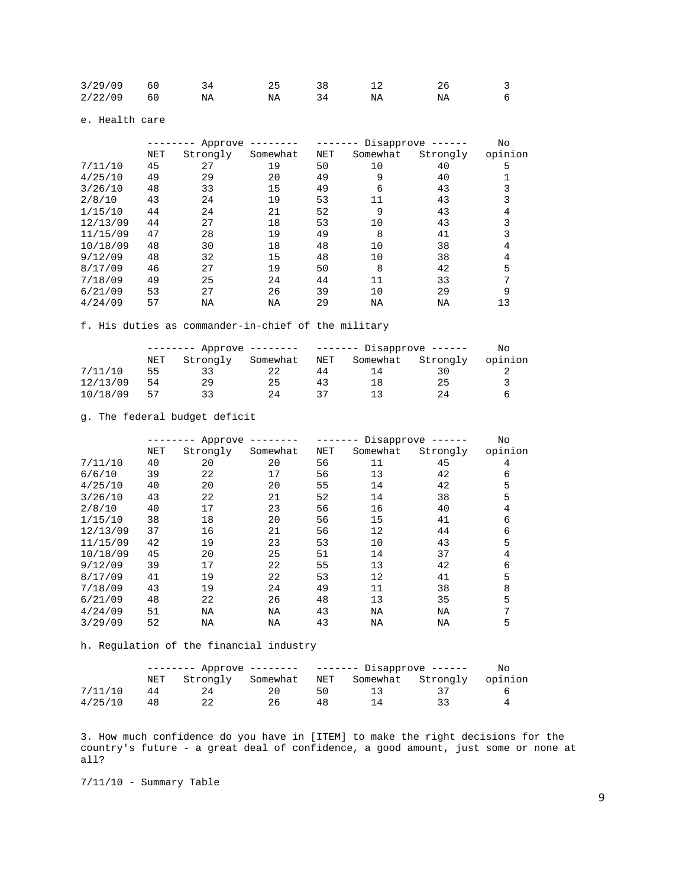| | | | | | | | |
|---|---|---|---|---|---|---|---|
| 3/29/09 | 60 | 34 | 25 | 38 | 12 | 26 | 3 |
| 2/22/09 | 60 | NA | NA | 34 | NA | NA | 6 |

e. Health care

| | -------- Approve -------- | | | ------- Disapprove ------ | | | No |
|---|---|---|---|---|---|---|---|
| | NET | Strongly | Somewhat | NET | Somewhat | Strongly | opinion |
| 7/11/10 | 45 | 27 | 19 | 50 | 10 | 40 | 5 |
| 4/25/10 | 49 | 29 | 20 | 49 | 9 | 40 | 1 |
| 3/26/10 | 48 | 33 | 15 | 49 | 6 | 43 | 3 |
| 2/8/10 | 43 | 24 | 19 | 53 | 11 | 43 | 3 |
| 1/15/10 | 44 | 24 | 21 | 52 | 9 | 43 | 4 |
| 12/13/09 | 44 | 27 | 18 | 53 | 10 | 43 | 3 |
| 11/15/09 | 47 | 28 | 19 | 49 | 8 | 41 | 3 |
| 10/18/09 | 48 | 30 | 18 | 48 | 10 | 38 | 4 |
| 9/12/09 | 48 | 32 | 15 | 48 | 10 | 38 | 4 |
| 8/17/09 | 46 | 27 | 19 | 50 | 8 | 42 | 5 |
| 7/18/09 | 49 | 25 | 24 | 44 | 11 | 33 | 7 |
| 6/21/09 | 53 | 27 | 26 | 39 | 10 | 29 | 9 |
| 4/24/09 | 57 | NA | NA | 29 | NA | NA | 13 |

f. His duties as commander-in-chief of the military

| | -------- Approve -------- | | | ------- Disapprove ------ | | | No |
|---|---|---|---|---|---|---|---|
| | NET | Strongly | Somewhat | NET | Somewhat | Strongly | opinion |
| 7/11/10 | 55 | 33 | 22 | 44 | 14 | 30 | 2 |
| 12/13/09 | 54 | 29 | 25 | 43 | 18 | 25 | 3 |
| 10/18/09 | 57 | 33 | 24 | 37 | 13 | 24 | 6 |

g. The federal budget deficit

| | -------- Approve -------- | | | ------- Disapprove ------ | | | No |
|---|---|---|---|---|---|---|---|
| | NET | Strongly | Somewhat | NET | Somewhat | Strongly | opinion |
| 7/11/10 | 40 | 20 | 20 | 56 | 11 | 45 | 4 |
| 6/6/10 | 39 | 22 | 17 | 56 | 13 | 42 | 6 |
| 4/25/10 | 40 | 20 | 20 | 55 | 14 | 42 | 5 |
| 3/26/10 | 43 | 22 | 21 | 52 | 14 | 38 | 5 |
| 2/8/10 | 40 | 17 | 23 | 56 | 16 | 40 | 4 |
| 1/15/10 | 38 | 18 | 20 | 56 | 15 | 41 | 6 |
| 12/13/09 | 37 | 16 | 21 | 56 | 12 | 44 | 6 |
| 11/15/09 | 42 | 19 | 23 | 53 | 10 | 43 | 5 |
| 10/18/09 | 45 | 20 | 25 | 51 | 14 | 37 | 4 |
| 9/12/09 | 39 | 17 | 22 | 55 | 13 | 42 | 6 |
| 8/17/09 | 41 | 19 | 22 | 53 | 12 | 41 | 5 |
| 7/18/09 | 43 | 19 | 24 | 49 | 11 | 38 | 8 |
| 6/21/09 | 48 | 22 | 26 | 48 | 13 | 35 | 5 |
| 4/24/09 | 51 | NA | NA | 43 | NA | NA | 7 |
| 3/29/09 | 52 | NA | NA | 43 | NA | NA | 5 |

h. Regulation of the financial industry

| | -------- Approve -------- | | | ------- Disapprove ------ | | | No |
|---|---|---|---|---|---|---|---|
| | NET | Strongly | Somewhat | NET | Somewhat | Strongly | opinion |
| 7/11/10 | 44 | 24 | 20 | 50 | 13 | 37 | 6 |
| 4/25/10 | 48 | 22 | 26 | 48 | 14 | 33 | 4 |

3. How much confidence do you have in [ITEM] to make the right decisions for the country's future - a great deal of confidence, a good amount, just some or none at all?

7/11/10 - Summary Table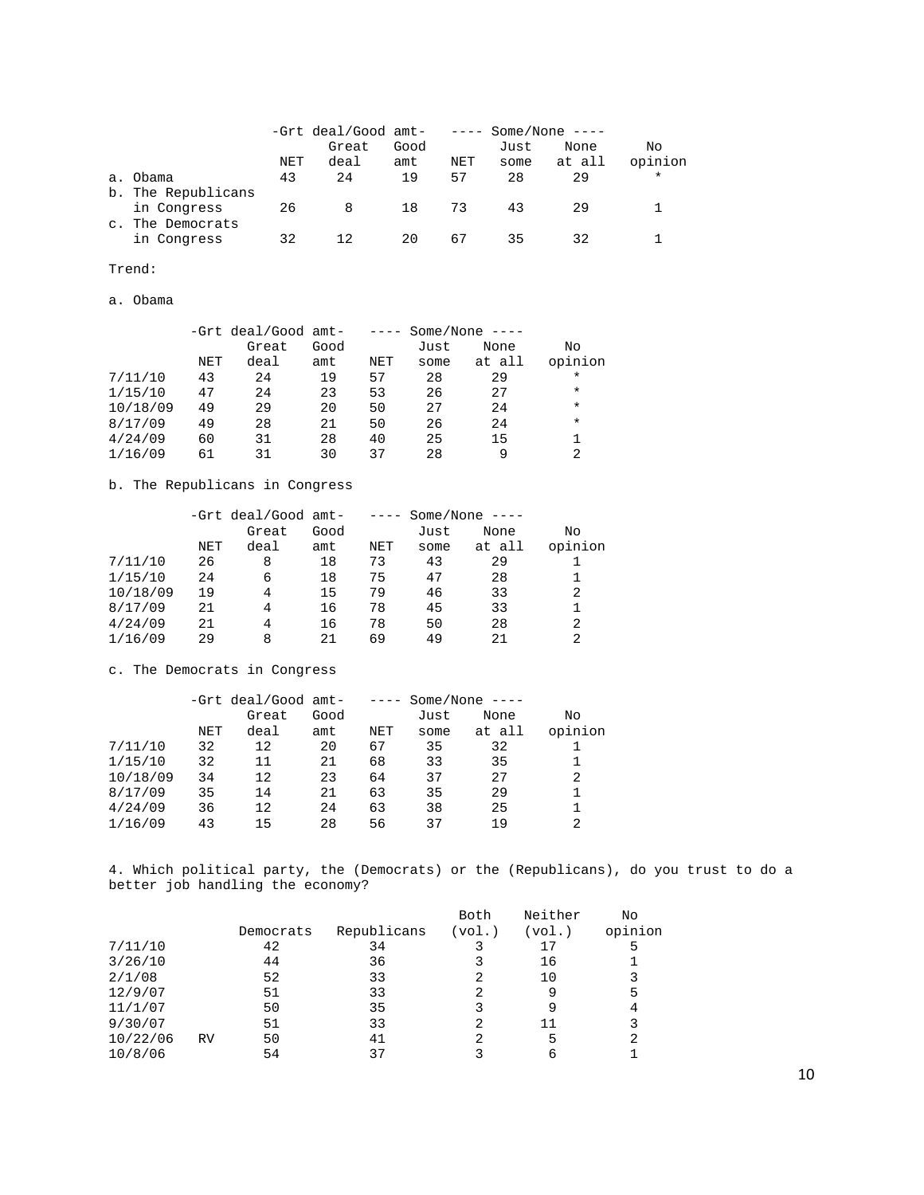| | -Grt deal/Good amt- | | | ---- Some/None ---- | | | |
|---|---|---|---|---|---|---|---|
| | NET | Great deal | Good amt | NET | Just some | None at all | No opinion |
| a. Obama | 43 | 24 | 19 | 57 | 28 | 29 | * |
| b. The Republicans in Congress | 26 | 8 | 18 | 73 | 43 | 29 | 1 |
| c. The Democrats in Congress | 32 | 12 | 20 | 67 | 35 | 32 | 1 |

Trend:

a. Obama

| | -Grt deal/Good amt- | | | ---- Some/None ---- | | | |
|---|---|---|---|---|---|---|---|
| | NET | Great deal | Good amt | NET | Just some | None at all | No opinion |
| 7/11/10 | 43 | 24 | 19 | 57 | 28 | 29 | * |
| 1/15/10 | 47 | 24 | 23 | 53 | 26 | 27 | * |
| 10/18/09 | 49 | 29 | 20 | 50 | 27 | 24 | * |
| 8/17/09 | 49 | 28 | 21 | 50 | 26 | 24 | * |
| 4/24/09 | 60 | 31 | 28 | 40 | 25 | 15 | 1 |
| 1/16/09 | 61 | 31 | 30 | 37 | 28 | 9 | 2 |

b. The Republicans in Congress

| | -Grt deal/Good amt- | | | ---- Some/None ---- | | | |
|---|---|---|---|---|---|---|---|
| | NET | Great deal | Good amt | NET | Just some | None at all | No opinion |
| 7/11/10 | 26 | 8 | 18 | 73 | 43 | 29 | 1 |
| 1/15/10 | 24 | 6 | 18 | 75 | 47 | 28 | 1 |
| 10/18/09 | 19 | 4 | 15 | 79 | 46 | 33 | 2 |
| 8/17/09 | 21 | 4 | 16 | 78 | 45 | 33 | 1 |
| 4/24/09 | 21 | 4 | 16 | 78 | 50 | 28 | 2 |
| 1/16/09 | 29 | 8 | 21 | 69 | 49 | 21 | 2 |

c. The Democrats in Congress

| | -Grt deal/Good amt- | | | ---- Some/None ---- | | | |
|---|---|---|---|---|---|---|---|
| | NET | Great deal | Good amt | NET | Just some | None at all | No opinion |
| 7/11/10 | 32 | 12 | 20 | 67 | 35 | 32 | 1 |
| 1/15/10 | 32 | 11 | 21 | 68 | 33 | 35 | 1 |
| 10/18/09 | 34 | 12 | 23 | 64 | 37 | 27 | 2 |
| 8/17/09 | 35 | 14 | 21 | 63 | 35 | 29 | 1 |
| 4/24/09 | 36 | 12 | 24 | 63 | 38 | 25 | 1 |
| 1/16/09 | 43 | 15 | 28 | 56 | 37 | 19 | 2 |

4. Which political party, the (Democrats) or the (Republicans), do you trust to do a better job handling the economy?

| | | Democrats | Republicans | Both (vol.) | Neither (vol.) | No opinion |
|---|---|---|---|---|---|---|
| 7/11/10 | | 42 | 34 | 3 | 17 | 5 |
| 3/26/10 | | 44 | 36 | 3 | 16 | 1 |
| 2/1/08 | | 52 | 33 | 2 | 10 | 3 |
| 12/9/07 | | 51 | 33 | 2 | 9 | 5 |
| 11/1/07 | | 50 | 35 | 3 | 9 | 4 |
| 9/30/07 | | 51 | 33 | 2 | 11 | 3 |
| 10/22/06 | RV | 50 | 41 | 2 | 5 | 2 |
| 10/8/06 | | 54 | 37 | 3 | 6 | 1 |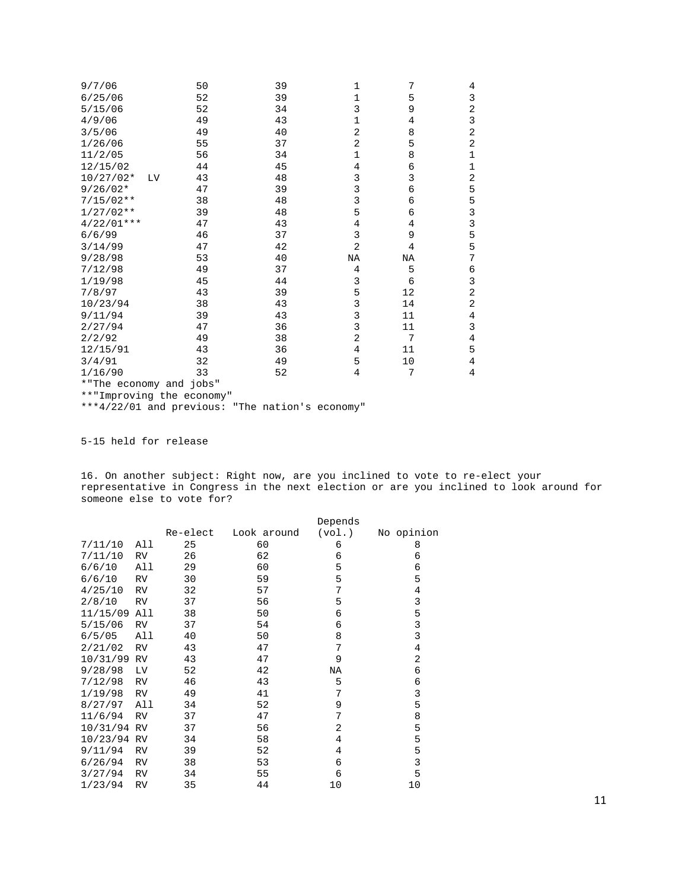| | | | | | |
|---|---|---|---|---|---|
| 9/7/06 | 50 | 39 | 1 | 7 | 4 |
| 6/25/06 | 52 | 39 | 1 | 5 | 3 |
| 5/15/06 | 52 | 34 | 3 | 9 | 2 |
| 4/9/06 | 49 | 43 | 1 | 4 | 3 |
| 3/5/06 | 49 | 40 | 2 | 8 | 2 |
| 1/26/06 | 55 | 37 | 2 | 5 | 2 |
| 11/2/05 | 56 | 34 | 1 | 8 | 1 |
| 12/15/02 | 44 | 45 | 4 | 6 | 1 |
| 10/27/02* LV | 43 | 48 | 3 | 3 | 2 |
| 9/26/02* | 47 | 39 | 3 | 6 | 5 |
| 7/15/02** | 38 | 48 | 3 | 6 | 5 |
| 1/27/02** | 39 | 48 | 5 | 6 | 3 |
| 4/22/01*** | 47 | 43 | 4 | 4 | 3 |
| 6/6/99 | 46 | 37 | 3 | 9 | 5 |
| 3/14/99 | 47 | 42 | 2 | 4 | 5 |
| 9/28/98 | 53 | 40 | NA | NA | 7 |
| 7/12/98 | 49 | 37 | 4 | 5 | 6 |
| 1/19/98 | 45 | 44 | 3 | 6 | 3 |
| 7/8/97 | 43 | 39 | 5 | 12 | 2 |
| 10/23/94 | 38 | 43 | 3 | 14 | 2 |
| 9/11/94 | 39 | 43 | 3 | 11 | 4 |
| 2/27/94 | 47 | 36 | 3 | 11 | 3 |
| 2/2/92 | 49 | 38 | 2 | 7 | 4 |
| 12/15/91 | 43 | 36 | 4 | 11 | 5 |
| 3/4/91 | 32 | 49 | 5 | 10 | 4 |
| 1/16/90 | 33 | 52 | 4 | 7 | 4 |

*"The economy and jobs"
**"Improving the economy"
***4/22/01 and previous: "The nation's economy"

5-15 held for release

16. On another subject: Right now, are you inclined to vote to re-elect your representative in Congress in the next election or are you inclined to look around for someone else to vote for?

| | | Re-elect | Look around | Depends (vol.) | No opinion |
|---|---|---|---|---|---|
| 7/11/10 | All | 25 | 60 | 6 | 8 |
| 7/11/10 | RV | 26 | 62 | 6 | 6 |
| 6/6/10 | All | 29 | 60 | 5 | 6 |
| 6/6/10 | RV | 30 | 59 | 5 | 5 |
| 4/25/10 | RV | 32 | 57 | 7 | 4 |
| 2/8/10 | RV | 37 | 56 | 5 | 3 |
| 11/15/09 | All | 38 | 50 | 6 | 5 |
| 5/15/06 | RV | 37 | 54 | 6 | 3 |
| 6/5/05 | All | 40 | 50 | 8 | 3 |
| 2/21/02 | RV | 43 | 47 | 7 | 4 |
| 10/31/99 | RV | 43 | 47 | 9 | 2 |
| 9/28/98 | LV | 52 | 42 | NA | 6 |
| 7/12/98 | RV | 46 | 43 | 5 | 6 |
| 1/19/98 | RV | 49 | 41 | 7 | 3 |
| 8/27/97 | All | 34 | 52 | 9 | 5 |
| 11/6/94 | RV | 37 | 47 | 7 | 8 |
| 10/31/94 | RV | 37 | 56 | 2 | 5 |
| 10/23/94 | RV | 34 | 58 | 4 | 5 |
| 9/11/94 | RV | 39 | 52 | 4 | 5 |
| 6/26/94 | RV | 38 | 53 | 6 | 3 |
| 3/27/94 | RV | 34 | 55 | 6 | 5 |
| 1/23/94 | RV | 35 | 44 | 10 | 10 |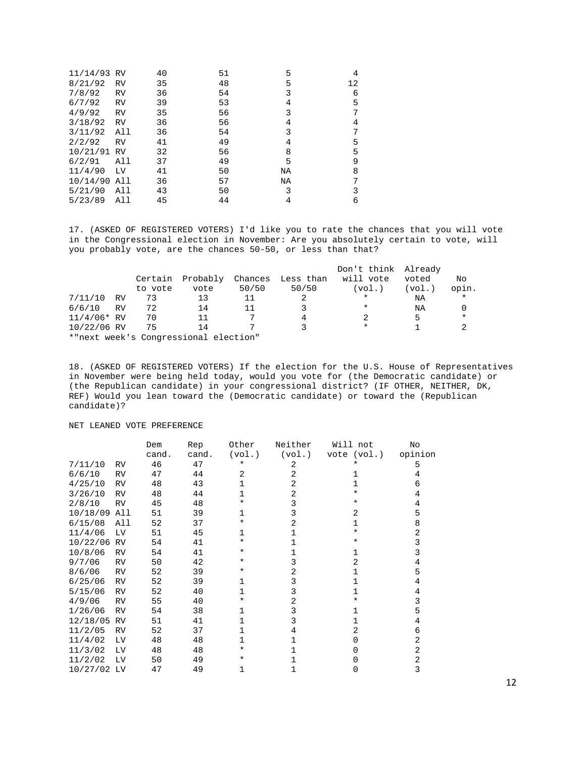| | | | | |
|---|---|---|---|---|
| 11/14/93 RV | 40 | 51 | 5 | 4 |
| 8/21/92 RV | 35 | 48 | 5 | 12 |
| 7/8/92 RV | 36 | 54 | 3 | 6 |
| 6/7/92 RV | 39 | 53 | 4 | 5 |
| 4/9/92 RV | 35 | 56 | 3 | 7 |
| 3/18/92 RV | 36 | 56 | 4 | 4 |
| 3/11/92 All | 36 | 54 | 3 | 7 |
| 2/2/92 RV | 41 | 49 | 4 | 5 |
| 10/21/91 RV | 32 | 56 | 8 | 5 |
| 6/2/91 All | 37 | 49 | 5 | 9 |
| 11/4/90 LV | 41 | 50 | NA | 8 |
| 10/14/90 All | 36 | 57 | NA | 7 |
| 5/21/90 All | 43 | 50 | 3 | 3 |
| 5/23/89 All | 45 | 44 | 4 | 6 |

17. (ASKED OF REGISTERED VOTERS) I'd like you to rate the chances that you will vote in the Congressional election in November: Are you absolutely certain to vote, will you probably vote, are the chances 50-50, or less than that?

| | Certain to vote | Probably vote | Chances 50/50 | Less than 50/50 | Don't think will vote (vol.) | Already voted (vol.) | No opin. |
|---|---|---|---|---|---|---|---|
| 7/11/10 RV | 73 | 13 | 11 | 2 | * | NA | * |
| 6/6/10 RV | 72 | 14 | 11 | 3 | * | NA | 0 |
| 11/4/06* RV | 70 | 11 | 7 | 4 | 2 | 5 | * |
| 10/22/06 RV | 75 | 14 | 7 | 3 | * | 1 | 2 |

*"next week's Congressional election"

18. (ASKED OF REGISTERED VOTERS) If the election for the U.S. House of Representatives in November were being held today, would you vote for (the Democratic candidate) or (the Republican candidate) in your congressional district? (IF OTHER, NEITHER, DK, REF) Would you lean toward the (Democratic candidate) or toward the (Republican candidate)?

NET LEANED VOTE PREFERENCE

| | Dem cand. | Rep cand. | Other (vol.) | Neither (vol.) | Will not vote (vol.) | No opinion |
|---|---|---|---|---|---|---|
| 7/11/10 RV | 46 | 47 | * | 2 | * | 5 |
| 6/6/10 RV | 47 | 44 | 2 | 2 | 1 | 4 |
| 4/25/10 RV | 48 | 43 | 1 | 2 | 1 | 6 |
| 3/26/10 RV | 48 | 44 | 1 | 2 | * | 4 |
| 2/8/10 RV | 45 | 48 | * | 3 | * | 4 |
| 10/18/09 All | 51 | 39 | 1 | 3 | 2 | 5 |
| 6/15/08 All | 52 | 37 | * | 2 | 1 | 8 |
| 11/4/06 LV | 51 | 45 | 1 | 1 | * | 2 |
| 10/22/06 RV | 54 | 41 | * | 1 | * | 3 |
| 10/8/06 RV | 54 | 41 | * | 1 | 1 | 3 |
| 9/7/06 RV | 50 | 42 | * | 3 | 2 | 4 |
| 8/6/06 RV | 52 | 39 | * | 2 | 1 | 5 |
| 6/25/06 RV | 52 | 39 | 1 | 3 | 1 | 4 |
| 5/15/06 RV | 52 | 40 | 1 | 3 | 1 | 4 |
| 4/9/06 RV | 55 | 40 | * | 2 | * | 3 |
| 1/26/06 RV | 54 | 38 | 1 | 3 | 1 | 5 |
| 12/18/05 RV | 51 | 41 | 1 | 3 | 1 | 4 |
| 11/2/05 RV | 52 | 37 | 1 | 4 | 2 | 6 |
| 11/4/02 LV | 48 | 48 | 1 | 1 | 0 | 2 |
| 11/3/02 LV | 48 | 48 | * | 1 | 0 | 2 |
| 11/2/02 LV | 50 | 49 | * | 1 | 0 | 2 |
| 10/27/02 LV | 47 | 49 | 1 | 1 | 0 | 3 |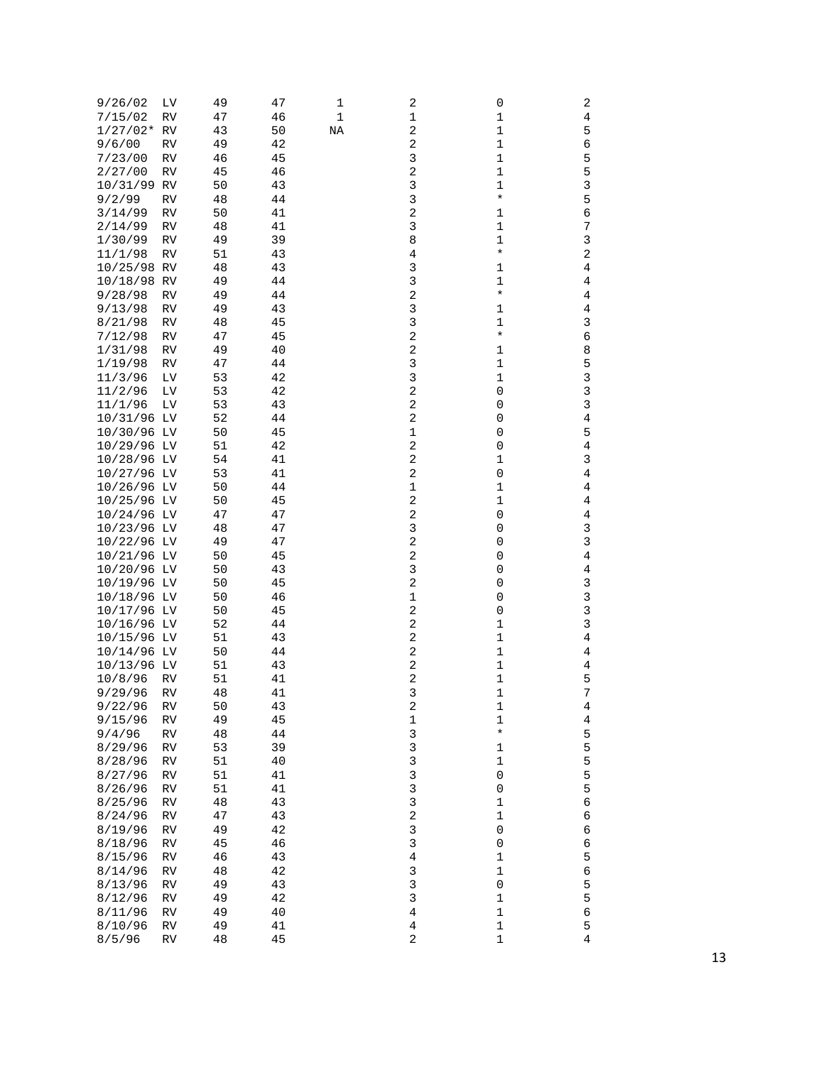| | | | | | | | |
|---|---|---|---|---|---|---|---|
| 9/26/02 | LV | 49 | 47 | 1 | 2 | 0 | 2 |
| 7/15/02 | RV | 47 | 46 | 1 | 1 | 1 | 4 |
| 1/27/02* | RV | 43 | 50 | NA | 2 | 1 | 5 |
| 9/6/00 | RV | 49 | 42 | | 2 | 1 | 6 |
| 7/23/00 | RV | 46 | 45 | | 3 | 1 | 5 |
| 2/27/00 | RV | 45 | 46 | | 2 | 1 | 5 |
| 10/31/99 | RV | 50 | 43 | | 3 | 1 | 3 |
| 9/2/99 | RV | 48 | 44 | | 3 | * | 5 |
| 3/14/99 | RV | 50 | 41 | | 2 | 1 | 6 |
| 2/14/99 | RV | 48 | 41 | | 3 | 1 | 7 |
| 1/30/99 | RV | 49 | 39 | | 8 | 1 | 3 |
| 11/1/98 | RV | 51 | 43 | | 4 | * | 2 |
| 10/25/98 | RV | 48 | 43 | | 3 | 1 | 4 |
| 10/18/98 | RV | 49 | 44 | | 3 | 1 | 4 |
| 9/28/98 | RV | 49 | 44 | | 2 | * | 4 |
| 9/13/98 | RV | 49 | 43 | | 3 | 1 | 4 |
| 8/21/98 | RV | 48 | 45 | | 3 | 1 | 3 |
| 7/12/98 | RV | 47 | 45 | | 2 | * | 6 |
| 1/31/98 | RV | 49 | 40 | | 2 | 1 | 8 |
| 1/19/98 | RV | 47 | 44 | | 3 | 1 | 5 |
| 11/3/96 | LV | 53 | 42 | | 3 | 1 | 3 |
| 11/2/96 | LV | 53 | 42 | | 2 | 0 | 3 |
| 11/1/96 | LV | 53 | 43 | | 2 | 0 | 3 |
| 10/31/96 | LV | 52 | 44 | | 2 | 0 | 4 |
| 10/30/96 | LV | 50 | 45 | | 1 | 0 | 5 |
| 10/29/96 | LV | 51 | 42 | | 2 | 0 | 4 |
| 10/28/96 | LV | 54 | 41 | | 2 | 1 | 3 |
| 10/27/96 | LV | 53 | 41 | | 2 | 0 | 4 |
| 10/26/96 | LV | 50 | 44 | | 1 | 1 | 4 |
| 10/25/96 | LV | 50 | 45 | | 2 | 1 | 4 |
| 10/24/96 | LV | 47 | 47 | | 2 | 0 | 4 |
| 10/23/96 | LV | 48 | 47 | | 3 | 0 | 3 |
| 10/22/96 | LV | 49 | 47 | | 2 | 0 | 3 |
| 10/21/96 | LV | 50 | 45 | | 2 | 0 | 4 |
| 10/20/96 | LV | 50 | 43 | | 3 | 0 | 4 |
| 10/19/96 | LV | 50 | 45 | | 2 | 0 | 3 |
| 10/18/96 | LV | 50 | 46 | | 1 | 0 | 3 |
| 10/17/96 | LV | 50 | 45 | | 2 | 0 | 3 |
| 10/16/96 | LV | 52 | 44 | | 2 | 1 | 3 |
| 10/15/96 | LV | 51 | 43 | | 2 | 1 | 4 |
| 10/14/96 | LV | 50 | 44 | | 2 | 1 | 4 |
| 10/13/96 | LV | 51 | 43 | | 2 | 1 | 4 |
| 10/8/96 | RV | 51 | 41 | | 2 | 1 | 5 |
| 9/29/96 | RV | 48 | 41 | | 3 | 1 | 7 |
| 9/22/96 | RV | 50 | 43 | | 2 | 1 | 4 |
| 9/15/96 | RV | 49 | 45 | | 1 | 1 | 4 |
| 9/4/96 | RV | 48 | 44 | | 3 | * | 5 |
| 8/29/96 | RV | 53 | 39 | | 3 | 1 | 5 |
| 8/28/96 | RV | 51 | 40 | | 3 | 1 | 5 |
| 8/27/96 | RV | 51 | 41 | | 3 | 0 | 5 |
| 8/26/96 | RV | 51 | 41 | | 3 | 0 | 5 |
| 8/25/96 | RV | 48 | 43 | | 3 | 1 | 6 |
| 8/24/96 | RV | 47 | 43 | | 2 | 1 | 6 |
| 8/19/96 | RV | 49 | 42 | | 3 | 0 | 6 |
| 8/18/96 | RV | 45 | 46 | | 3 | 0 | 6 |
| 8/15/96 | RV | 46 | 43 | | 4 | 1 | 5 |
| 8/14/96 | RV | 48 | 42 | | 3 | 1 | 6 |
| 8/13/96 | RV | 49 | 43 | | 3 | 0 | 5 |
| 8/12/96 | RV | 49 | 42 | | 3 | 1 | 5 |
| 8/11/96 | RV | 49 | 40 | | 4 | 1 | 6 |
| 8/10/96 | RV | 49 | 41 | | 4 | 1 | 5 |
| 8/5/96 | RV | 48 | 45 | | 2 | 1 | 4 |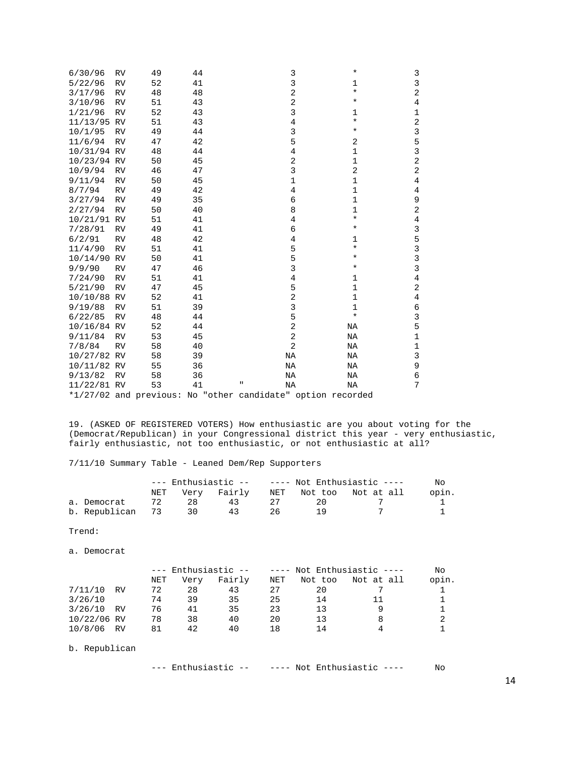| | | | | | | |
|---|---|---|---|---|---|---|
| 6/30/96 | RV | 49 | 44 | 3 | * | 3 |
| 5/22/96 | RV | 52 | 41 | 3 | 1 | 3 |
| 3/17/96 | RV | 48 | 48 | 2 | * | 2 |
| 3/10/96 | RV | 51 | 43 | 2 | * | 4 |
| 1/21/96 | RV | 52 | 43 | 3 | 1 | 1 |
| 11/13/95 | RV | 51 | 43 | 4 | * | 2 |
| 10/1/95 | RV | 49 | 44 | 3 | * | 3 |
| 11/6/94 | RV | 47 | 42 | 5 | 2 | 5 |
| 10/31/94 | RV | 48 | 44 | 4 | 1 | 3 |
| 10/23/94 | RV | 50 | 45 | 2 | 1 | 2 |
| 10/9/94 | RV | 46 | 47 | 3 | 2 | 2 |
| 9/11/94 | RV | 50 | 45 | 1 | 1 | 4 |
| 8/7/94 | RV | 49 | 42 | 4 | 1 | 4 |
| 3/27/94 | RV | 49 | 35 | 6 | 1 | 9 |
| 2/27/94 | RV | 50 | 40 | 8 | 1 | 2 |
| 10/21/91 | RV | 51 | 41 | 4 | * | 4 |
| 7/28/91 | RV | 49 | 41 | 6 | * | 3 |
| 6/2/91 | RV | 48 | 42 | 4 | 1 | 5 |
| 11/4/90 | RV | 51 | 41 | 5 | * | 3 |
| 10/14/90 | RV | 50 | 41 | 5 | * | 3 |
| 9/9/90 | RV | 47 | 46 | 3 | * | 3 |
| 7/24/90 | RV | 51 | 41 | 4 | 1 | 4 |
| 5/21/90 | RV | 47 | 45 | 5 | 1 | 2 |
| 10/10/88 | RV | 52 | 41 | 2 | 1 | 4 |
| 9/19/88 | RV | 51 | 39 | 3 | 1 | 6 |
| 6/22/85 | RV | 48 | 44 | 5 | * | 3 |
| 10/16/84 | RV | 52 | 44 | 2 | NA | 5 |
| 9/11/84 | RV | 53 | 45 | 2 | NA | 1 |
| 7/8/84 | RV | 58 | 40 | 2 | NA | 1 |
| 10/27/82 | RV | 58 | 39 | NA | NA | 3 |
| 10/11/82 | RV | 55 | 36 | NA | NA | 9 |
| 9/13/82 | RV | 58 | 36 | NA | NA | 6 |
| 11/22/81 | RV | 53 | 41 " | NA | NA | 7 |

*1/27/02 and previous: No "other candidate" option recorded

19. (ASKED OF REGISTERED VOTERS) How enthusiastic are you about voting for the (Democrat/Republican) in your Congressional district this year - very enthusiastic, fairly enthusiastic, not too enthusiastic, or not enthusiastic at all?

7/11/10 Summary Table - Leaned Dem/Rep Supporters

| | --- Enthusiastic -- | | | ---- Not Enthusiastic ---- | | | No |
|---|---|---|---|---|---|---|---|
| | NET | Very | Fairly | NET | Not too | Not at all | opin. |
| a. Democrat | 72 | 28 | 43 | 27 | 20 | 7 | 1 |
| b. Republican | 73 | 30 | 43 | 26 | 19 | 7 | 1 |

Trend:

a. Democrat

| | --- Enthusiastic -- | | | ---- Not Enthusiastic ---- | | | No |
|---|---|---|---|---|---|---|---|
| | NET | Very | Fairly | NET | Not too | Not at all | opin. |
| 7/11/10 RV | 72 | 28 | 43 | 27 | 20 | 7 | 1 |
| 3/26/10 | 74 | 39 | 35 | 25 | 14 | 11 | 1 |
| 3/26/10 RV | 76 | 41 | 35 | 23 | 13 | 9 | 1 |
| 10/22/06 RV | 78 | 38 | 40 | 20 | 13 | 8 | 2 |
| 10/8/06 RV | 81 | 42 | 40 | 18 | 14 | 4 | 1 |

b. Republican

| | --- Enthusiastic -- | | | ---- Not Enthusiastic ---- | | | No |
|---|---|---|---|---|---|---|---|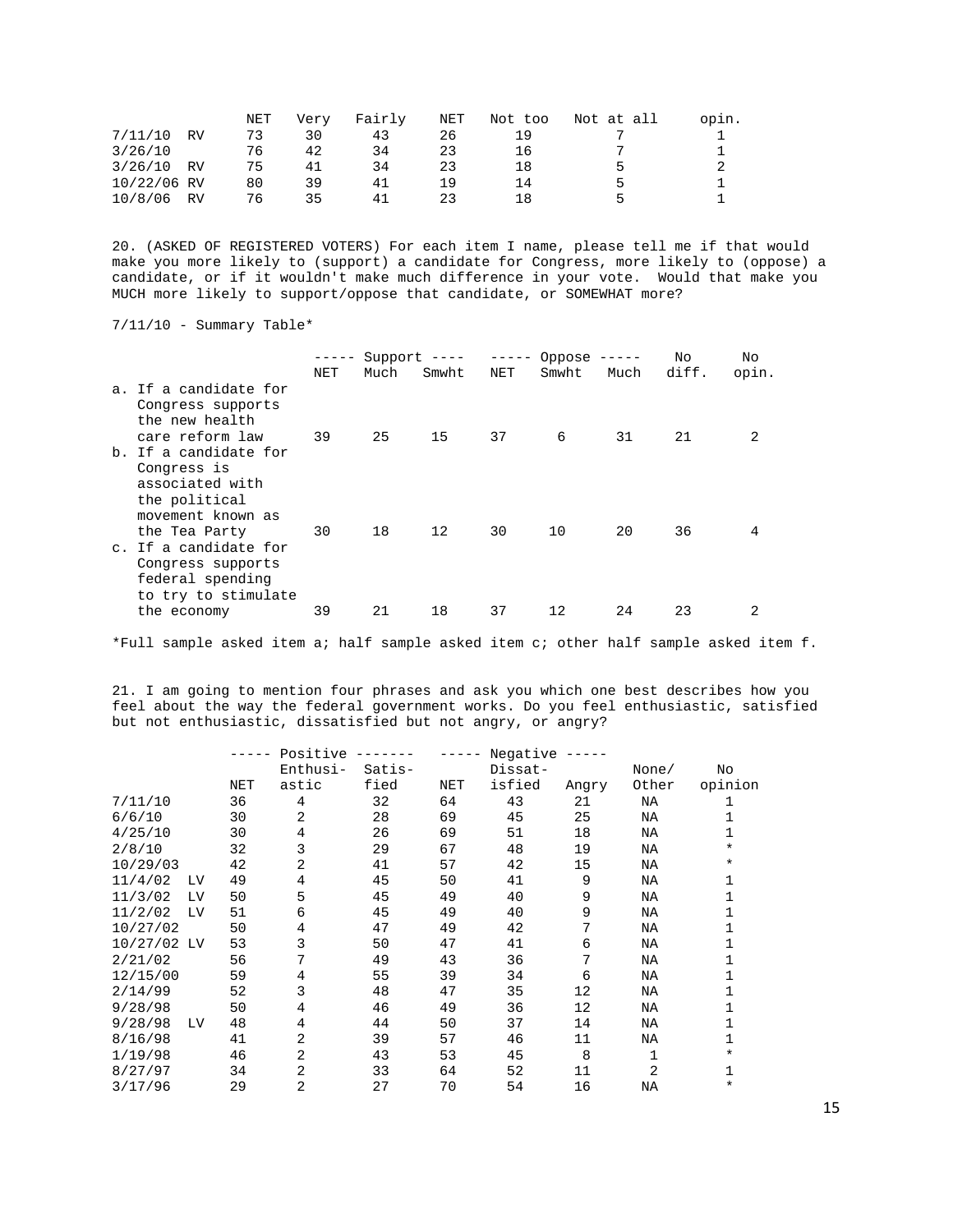| | NET | Very | Fairly | NET | Not too | Not at all | opin. |
|---|---|---|---|---|---|---|---|
| 7/11/10 RV | 73 | 30 | 43 | 26 | 19 | 7 | 1 |
| 3/26/10 | 76 | 42 | 34 | 23 | 16 | 7 | 1 |
| 3/26/10 RV | 75 | 41 | 34 | 23 | 18 | 5 | 2 |
| 10/22/06 RV | 80 | 39 | 41 | 19 | 14 | 5 | 1 |
| 10/8/06 RV | 76 | 35 | 41 | 23 | 18 | 5 | 1 |

20. (ASKED OF REGISTERED VOTERS) For each item I name, please tell me if that would make you more likely to (support) a candidate for Congress, more likely to (oppose) a candidate, or if it wouldn't make much difference in your vote. Would that make you MUCH more likely to support/oppose that candidate, or SOMEWHAT more?

7/11/10 - Summary Table*

| | ----- Support ---- | | | ----- Oppose ----- | | | No | No |
|---|---|---|---|---|---|---|---|---|
| | NET | Much | Smwht | NET | Smwht | Much | diff. | opin. |
| a. If a candidate for Congress supports the new health care reform law | 39 | 25 | 15 | 37 | 6 | 31 | 21 | 2 |
| b. If a candidate for Congress is associated with the political movement known as the Tea Party | 30 | 18 | 12 | 30 | 10 | 20 | 36 | 4 |
| c. If a candidate for Congress supports federal spending to try to stimulate the economy | 39 | 21 | 18 | 37 | 12 | 24 | 23 | 2 |

*Full sample asked item a; half sample asked item c; other half sample asked item f.

21. I am going to mention four phrases and ask you which one best describes how you feel about the way the federal government works. Do you feel enthusiastic, satisfied but not enthusiastic, dissatisfied but not angry, or angry?

| | ----- Positive ------- | | | ----- Negative ----- | | | | |
|---|---|---|---|---|---|---|---|---|
| | NET | Enthusi-astic | Satis-fied | NET | Dissat-isfied | Angry | None/ Other | No opinion |
| 7/11/10 | 36 | 4 | 32 | 64 | 43 | 21 | NA | 1 |
| 6/6/10 | 30 | 2 | 28 | 69 | 45 | 25 | NA | 1 |
| 4/25/10 | 30 | 4 | 26 | 69 | 51 | 18 | NA | 1 |
| 2/8/10 | 32 | 3 | 29 | 67 | 48 | 19 | NA | * |
| 10/29/03 | 42 | 2 | 41 | 57 | 42 | 15 | NA | * |
| 11/4/02 LV | 49 | 4 | 45 | 50 | 41 | 9 | NA | 1 |
| 11/3/02 LV | 50 | 5 | 45 | 49 | 40 | 9 | NA | 1 |
| 11/2/02 LV | 51 | 6 | 45 | 49 | 40 | 9 | NA | 1 |
| 10/27/02 | 50 | 4 | 47 | 49 | 42 | 7 | NA | 1 |
| 10/27/02 LV | 53 | 3 | 50 | 47 | 41 | 6 | NA | 1 |
| 2/21/02 | 56 | 7 | 49 | 43 | 36 | 7 | NA | 1 |
| 12/15/00 | 59 | 4 | 55 | 39 | 34 | 6 | NA | 1 |
| 2/14/99 | 52 | 3 | 48 | 47 | 35 | 12 | NA | 1 |
| 9/28/98 | 50 | 4 | 46 | 49 | 36 | 12 | NA | 1 |
| 9/28/98 LV | 48 | 4 | 44 | 50 | 37 | 14 | NA | 1 |
| 8/16/98 | 41 | 2 | 39 | 57 | 46 | 11 | NA | 1 |
| 1/19/98 | 46 | 2 | 43 | 53 | 45 | 8 | 1 | * |
| 8/27/97 | 34 | 2 | 33 | 64 | 52 | 11 | 2 | 1 |
| 3/17/96 | 29 | 2 | 27 | 70 | 54 | 16 | NA | * |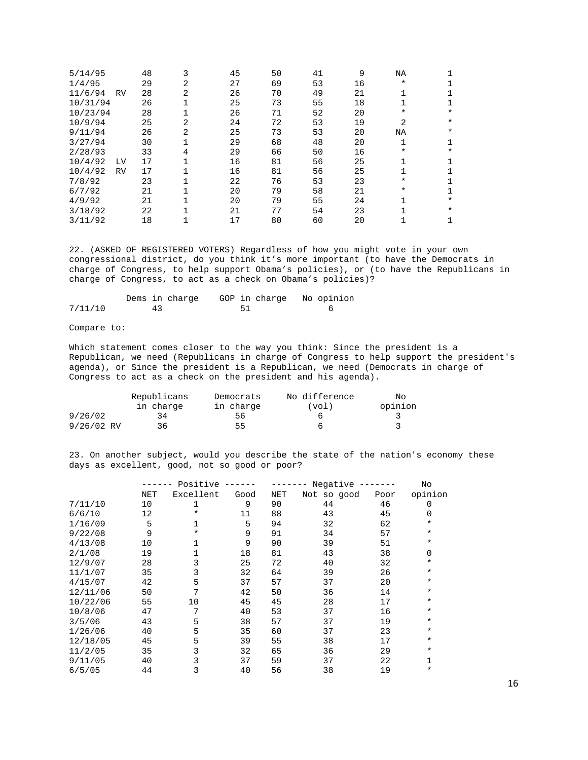| | | | | | | | | |
|---|---|---|---|---|---|---|---|---|
| 5/14/95 | 48 | 3 | 45 | 50 | 41 | 9 | NA | 1 |
| 1/4/95 | 29 | 2 | 27 | 69 | 53 | 16 | * | 1 |
| 11/6/94 RV | 28 | 2 | 26 | 70 | 49 | 21 | 1 | 1 |
| 10/31/94 | 26 | 1 | 25 | 73 | 55 | 18 | 1 | 1 |
| 10/23/94 | 28 | 1 | 26 | 71 | 52 | 20 | * | * |
| 10/9/94 | 25 | 2 | 24 | 72 | 53 | 19 | 2 | * |
| 9/11/94 | 26 | 2 | 25 | 73 | 53 | 20 | NA | * |
| 3/27/94 | 30 | 1 | 29 | 68 | 48 | 20 | 1 | 1 |
| 2/28/93 | 33 | 4 | 29 | 66 | 50 | 16 | * | * |
| 10/4/92 LV | 17 | 1 | 16 | 81 | 56 | 25 | 1 | 1 |
| 10/4/92 RV | 17 | 1 | 16 | 81 | 56 | 25 | 1 | 1 |
| 7/8/92 | 23 | 1 | 22 | 76 | 53 | 23 | * | 1 |
| 6/7/92 | 21 | 1 | 20 | 79 | 58 | 21 | * | 1 |
| 4/9/92 | 21 | 1 | 20 | 79 | 55 | 24 | 1 | * |
| 3/18/92 | 22 | 1 | 21 | 77 | 54 | 23 | 1 | * |
| 3/11/92 | 18 | 1 | 17 | 80 | 60 | 20 | 1 | 1 |

22. (ASKED OF REGISTERED VOTERS) Regardless of how you might vote in your own congressional district, do you think it's more important (to have the Democrats in charge of Congress, to help support Obama's policies), or (to have the Republicans in charge of Congress, to act as a check on Obama's policies)?

| | Dems in charge | GOP in charge | No opinion |
|---|---|---|---|
| 7/11/10 | 43 | 51 | 6 |

Compare to:

Which statement comes closer to the way you think: Since the president is a Republican, we need (Republicans in charge of Congress to help support the president's agenda), or Since the president is a Republican, we need (Democrats in charge of Congress to act as a check on the president and his agenda).

| | Republicans in charge | Democrats in charge | No difference (vol) | No opinion |
|---|---|---|---|---|
| 9/26/02 | 34 | 56 | 6 | 3 |
| 9/26/02 RV | 36 | 55 | 6 | 3 |

23. On another subject, would you describe the state of the nation's economy these days as excellent, good, not so good or poor?

| | ------ Positive ------ | | | ------- Negative ------- | | | No |
|---|---|---|---|---|---|---|---|
| | NET | Excellent | Good | NET | Not so good | Poor | opinion |
| 7/11/10 | 10 | 1 | 9 | 90 | 44 | 46 | 0 |
| 6/6/10 | 12 | * | 11 | 88 | 43 | 45 | 0 |
| 1/16/09 | 5 | 1 | 5 | 94 | 32 | 62 | * |
| 9/22/08 | 9 | * | 9 | 91 | 34 | 57 | * |
| 4/13/08 | 10 | 1 | 9 | 90 | 39 | 51 | * |
| 2/1/08 | 19 | 1 | 18 | 81 | 43 | 38 | 0 |
| 12/9/07 | 28 | 3 | 25 | 72 | 40 | 32 | * |
| 11/1/07 | 35 | 3 | 32 | 64 | 39 | 26 | * |
| 4/15/07 | 42 | 5 | 37 | 57 | 37 | 20 | * |
| 12/11/06 | 50 | 7 | 42 | 50 | 36 | 14 | * |
| 10/22/06 | 55 | 10 | 45 | 45 | 28 | 17 | * |
| 10/8/06 | 47 | 7 | 40 | 53 | 37 | 16 | * |
| 3/5/06 | 43 | 5 | 38 | 57 | 37 | 19 | * |
| 1/26/06 | 40 | 5 | 35 | 60 | 37 | 23 | * |
| 12/18/05 | 45 | 5 | 39 | 55 | 38 | 17 | * |
| 11/2/05 | 35 | 3 | 32 | 65 | 36 | 29 | * |
| 9/11/05 | 40 | 3 | 37 | 59 | 37 | 22 | 1 |
| 6/5/05 | 44 | 3 | 40 | 56 | 38 | 19 | * |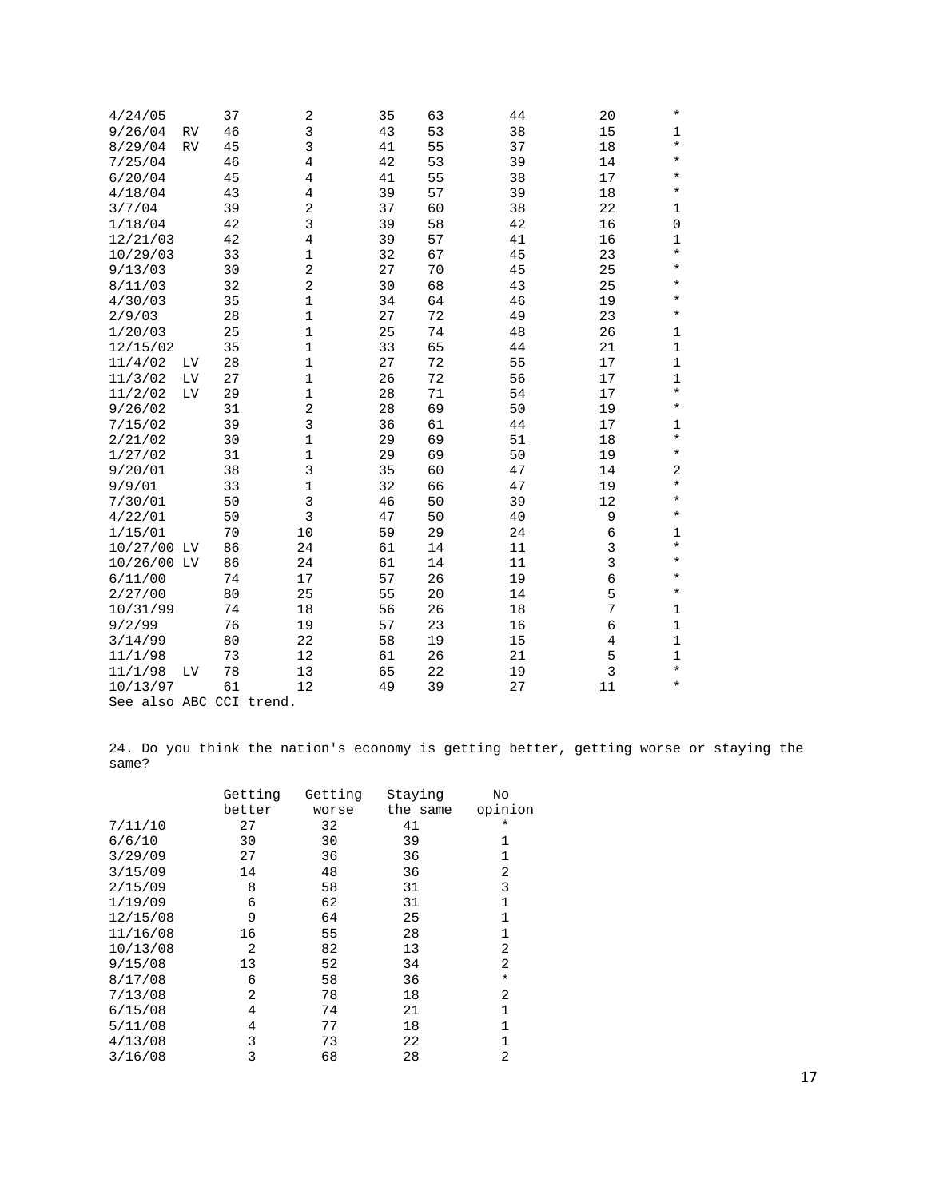| | | | | | | | |
|---|---|---|---|---|---|---|---|
| 4/24/05 | 37 | 2 | 35 | 63 | 44 | 20 | * |
| 9/26/04 RV | 46 | 3 | 43 | 53 | 38 | 15 | 1 |
| 8/29/04 RV | 45 | 3 | 41 | 55 | 37 | 18 | * |
| 7/25/04 | 46 | 4 | 42 | 53 | 39 | 14 | * |
| 6/20/04 | 45 | 4 | 41 | 55 | 38 | 17 | * |
| 4/18/04 | 43 | 4 | 39 | 57 | 39 | 18 | * |
| 3/7/04 | 39 | 2 | 37 | 60 | 38 | 22 | 1 |
| 1/18/04 | 42 | 3 | 39 | 58 | 42 | 16 | 0 |
| 12/21/03 | 42 | 4 | 39 | 57 | 41 | 16 | 1 |
| 10/29/03 | 33 | 1 | 32 | 67 | 45 | 23 | * |
| 9/13/03 | 30 | 2 | 27 | 70 | 45 | 25 | * |
| 8/11/03 | 32 | 2 | 30 | 68 | 43 | 25 | * |
| 4/30/03 | 35 | 1 | 34 | 64 | 46 | 19 | * |
| 2/9/03 | 28 | 1 | 27 | 72 | 49 | 23 | * |
| 1/20/03 | 25 | 1 | 25 | 74 | 48 | 26 | 1 |
| 12/15/02 | 35 | 1 | 33 | 65 | 44 | 21 | 1 |
| 11/4/02 LV | 28 | 1 | 27 | 72 | 55 | 17 | 1 |
| 11/3/02 LV | 27 | 1 | 26 | 72 | 56 | 17 | 1 |
| 11/2/02 LV | 29 | 1 | 28 | 71 | 54 | 17 | * |
| 9/26/02 | 31 | 2 | 28 | 69 | 50 | 19 | * |
| 7/15/02 | 39 | 3 | 36 | 61 | 44 | 17 | 1 |
| 2/21/02 | 30 | 1 | 29 | 69 | 51 | 18 | * |
| 1/27/02 | 31 | 1 | 29 | 69 | 50 | 19 | * |
| 9/20/01 | 38 | 3 | 35 | 60 | 47 | 14 | 2 |
| 9/9/01 | 33 | 1 | 32 | 66 | 47 | 19 | * |
| 7/30/01 | 50 | 3 | 46 | 50 | 39 | 12 | * |
| 4/22/01 | 50 | 3 | 47 | 50 | 40 | 9 | * |
| 1/15/01 | 70 | 10 | 59 | 29 | 24 | 6 | 1 |
| 10/27/00 LV | 86 | 24 | 61 | 14 | 11 | 3 | * |
| 10/26/00 LV | 86 | 24 | 61 | 14 | 11 | 3 | * |
| 6/11/00 | 74 | 17 | 57 | 26 | 19 | 6 | * |
| 2/27/00 | 80 | 25 | 55 | 20 | 14 | 5 | * |
| 10/31/99 | 74 | 18 | 56 | 26 | 18 | 7 | 1 |
| 9/2/99 | 76 | 19 | 57 | 23 | 16 | 6 | 1 |
| 3/14/99 | 80 | 22 | 58 | 19 | 15 | 4 | 1 |
| 11/1/98 | 73 | 12 | 61 | 26 | 21 | 5 | 1 |
| 11/1/98 LV | 78 | 13 | 65 | 22 | 19 | 3 | * |
| 10/13/97 | 61 | 12 | 49 | 39 | 27 | 11 | * |

See also ABC CCI trend.

24. Do you think the nation's economy is getting better, getting worse or staying the same?

| | Getting better | Getting worse | Staying the same | No opinion |
|---|---|---|---|---|
| 7/11/10 | 27 | 32 | 41 | * |
| 6/6/10 | 30 | 30 | 39 | 1 |
| 3/29/09 | 27 | 36 | 36 | 1 |
| 3/15/09 | 14 | 48 | 36 | 2 |
| 2/15/09 | 8 | 58 | 31 | 3 |
| 1/19/09 | 6 | 62 | 31 | 1 |
| 12/15/08 | 9 | 64 | 25 | 1 |
| 11/16/08 | 16 | 55 | 28 | 1 |
| 10/13/08 | 2 | 82 | 13 | 2 |
| 9/15/08 | 13 | 52 | 34 | 2 |
| 8/17/08 | 6 | 58 | 36 | * |
| 7/13/08 | 2 | 78 | 18 | 2 |
| 6/15/08 | 4 | 74 | 21 | 1 |
| 5/11/08 | 4 | 77 | 18 | 1 |
| 4/13/08 | 3 | 73 | 22 | 1 |
| 3/16/08 | 3 | 68 | 28 | 2 |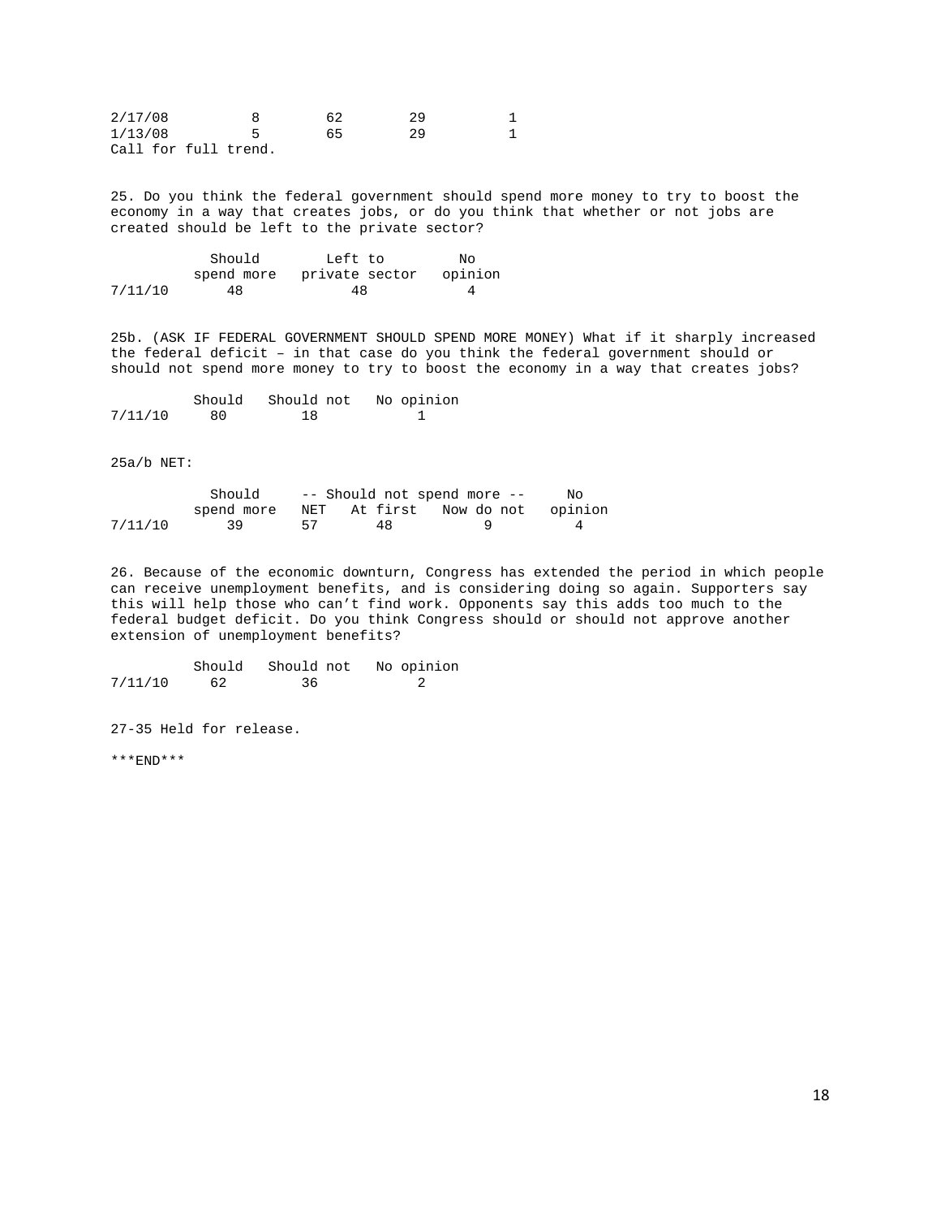| | | | | |
|---|---|---|---|---|
| 2/17/08 | 8 | 62 | 29 | 1 |
| 1/13/08 | 5 | 65 | 29 | 1 |

Call for full trend.

25. Do you think the federal government should spend more money to try to boost the economy in a way that creates jobs, or do you think that whether or not jobs are created should be left to the private sector?

| | Should spend more | Left to private sector | No opinion |
|---|---|---|---|
| 7/11/10 | 48 | 48 | 4 |

25b. (ASK IF FEDERAL GOVERNMENT SHOULD SPEND MORE MONEY) What if it sharply increased the federal deficit – in that case do you think the federal government should or should not spend more money to try to boost the economy in a way that creates jobs?

| | Should | Should not | No opinion |
|---|---|---|---|
| 7/11/10 | 80 | 18 | 1 |

25a/b NET:

| | Should spend more | -- Should not spend more -- | | | No opinion |
|---|---|---|---|---|---|
| | | NET | At first | Now do not | |
| 7/11/10 | 39 | 57 | 48 | 9 | 4 |

26. Because of the economic downturn, Congress has extended the period in which people can receive unemployment benefits, and is considering doing so again. Supporters say this will help those who can't find work. Opponents say this adds too much to the federal budget deficit. Do you think Congress should or should not approve another extension of unemployment benefits?

| | Should | Should not | No opinion |
|---|---|---|---|
| 7/11/10 | 62 | 36 | 2 |

27-35 Held for release.

***END***